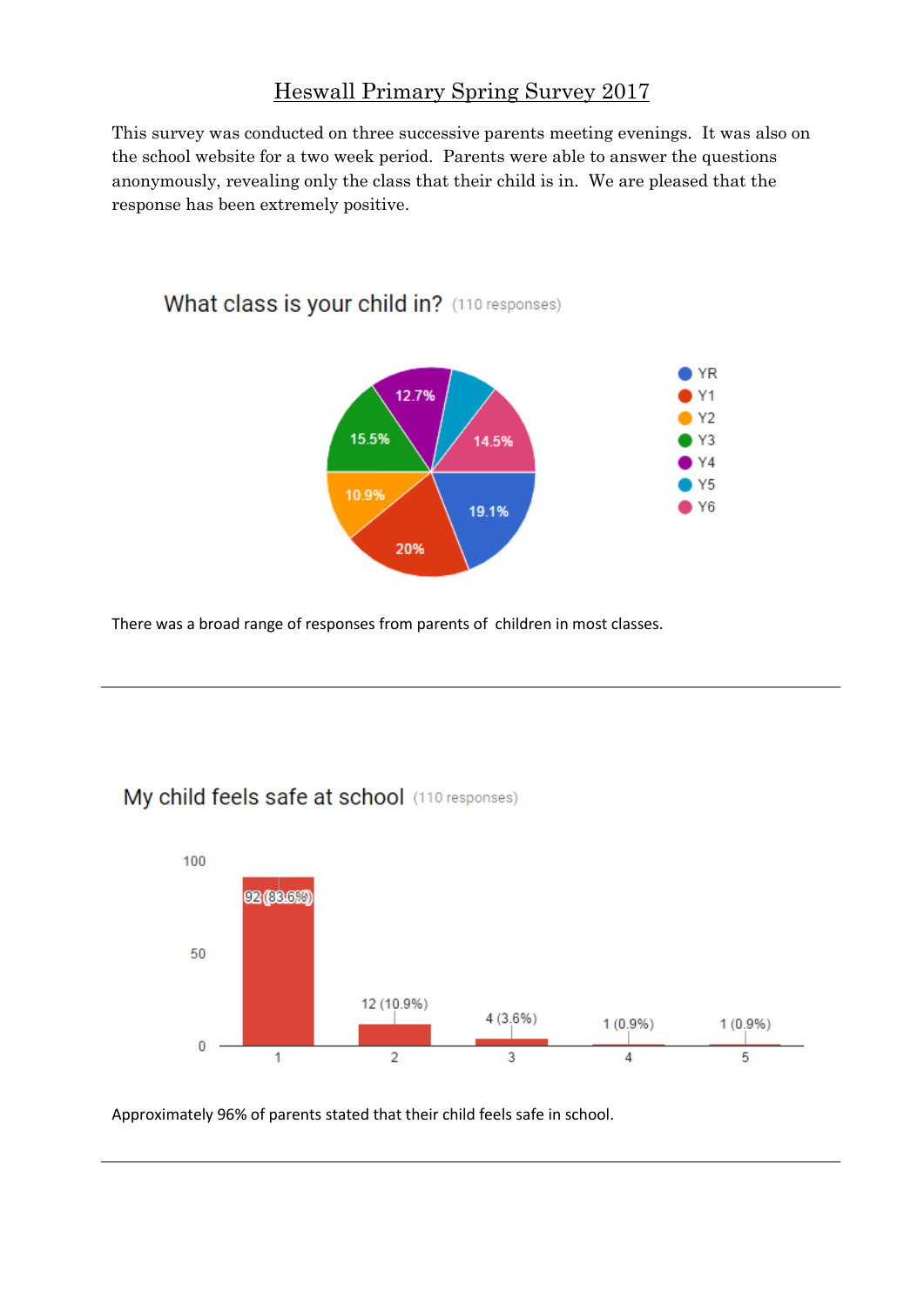# Heswall Primary Spring Survey 2017

This survey was conducted on three successive parents meeting evenings. It was also on the school website for a two week period. Parents were able to answer the questions anonymously, revealing only the class that their child is in. We are pleased that the response has been extremely positive.

## What class is your child in? (110 responses)

| Class | Percentage |
| --- | --- |
| YR | 19.1% |
| Y1 | 20% |
| Y2 | 10.9% |
| Y3 | 15.5% |
| Y4 | 12.7% |
| Y5 | |
| Y6 | 14.5% |

There was a broad range of responses from parents of children in most classes.

---

## My child feels safe at school (110 responses)

| Rating | Responses |
| --- | --- |
| 1 | 92 (83.6%) |
| 2 | 12 (10.9%) |
| 3 | 4 (3.6%) |
| 4 | 1 (0.9%) |
| 5 | 1 (0.9%) |

Approximately 96% of parents stated that their child feels safe in school.

---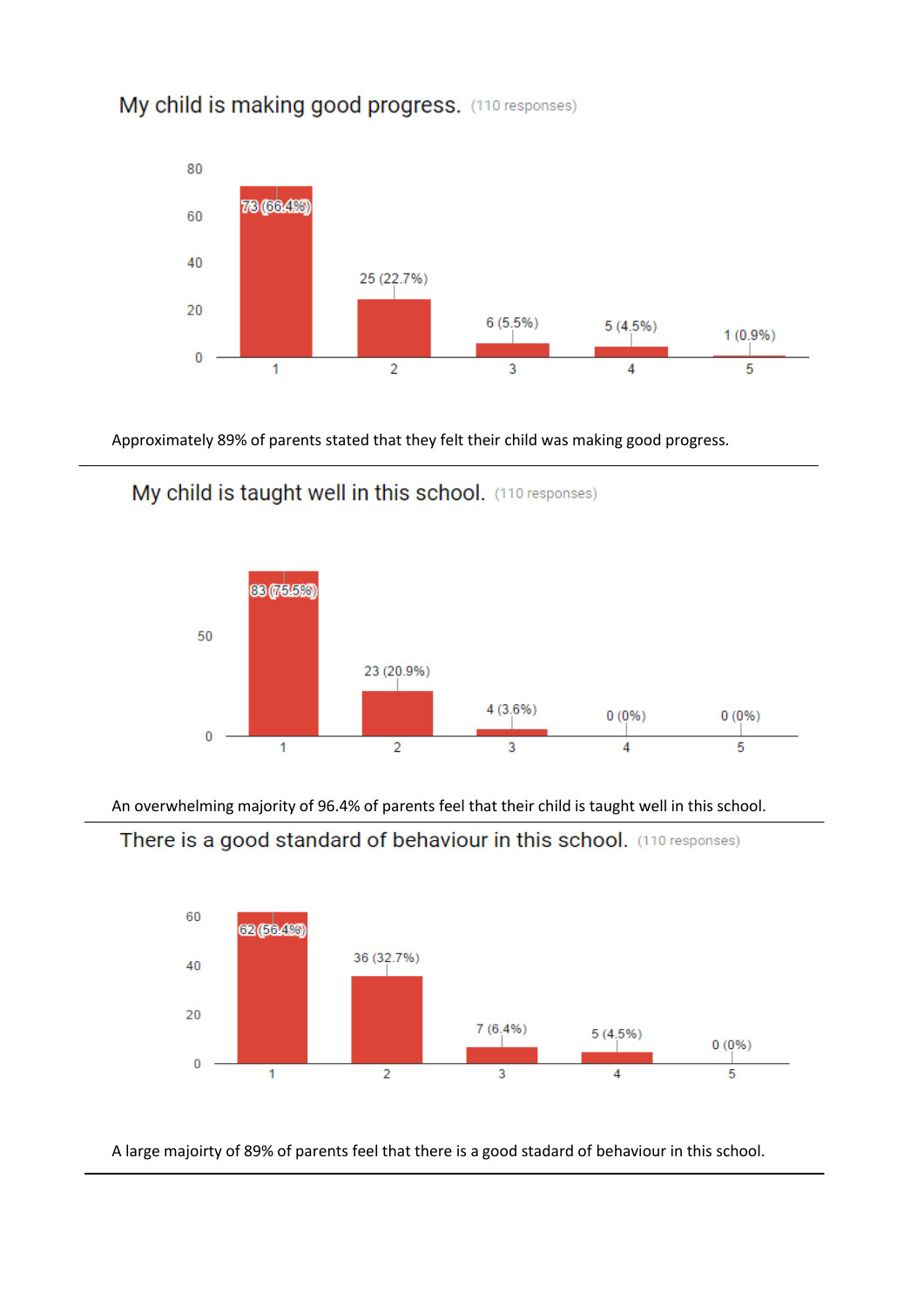## My child is making good progress. (110 responses)

| Rating | Responses |
|---|---|
| 1 | 73 (66.4%) |
| 2 | 25 (22.7%) |
| 3 | 6 (5.5%) |
| 4 | 5 (4.5%) |
| 5 | 1 (0.9%) |

Approximately 89% of parents stated that they felt their child was making good progress.

---

## My child is taught well in this school. (110 responses)

| Rating | Responses |
|---|---|
| 1 | 83 (75.5%) |
| 2 | 23 (20.9%) |
| 3 | 4 (3.6%) |
| 4 | 0 (0%) |
| 5 | 0 (0%) |

An overwhelming majority of 96.4% of parents feel that their child is taught well in this school.

---

## There is a good standard of behaviour in this school. (110 responses)

| Rating | Responses |
|---|---|
| 1 | 62 (56.4%) |
| 2 | 36 (32.7%) |
| 3 | 7 (6.4%) |
| 4 | 5 (4.5%) |
| 5 | 0 (0%) |

A large majoirty of 89% of parents feel that there is a good stadard of behaviour in this school.

---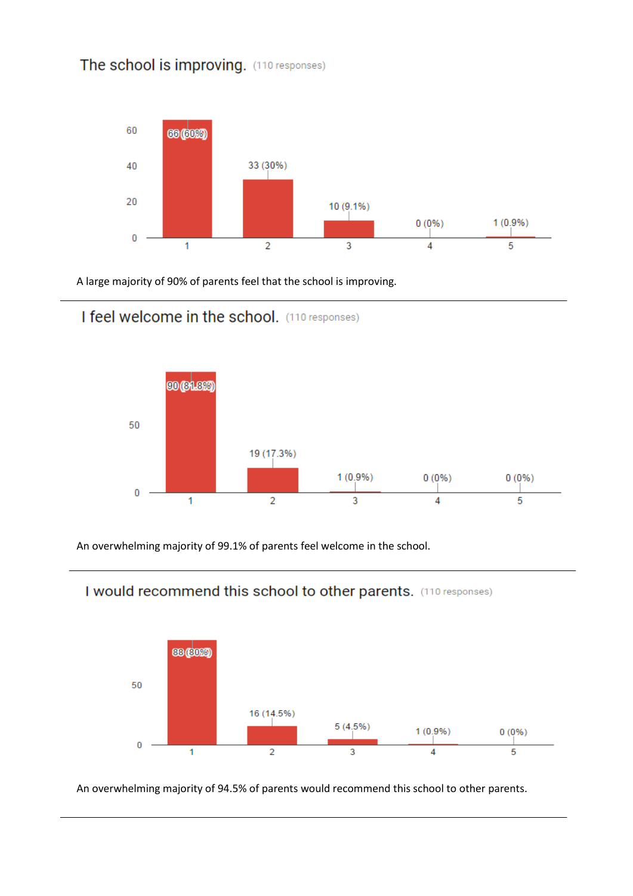## The school is improving. (110 responses)

| Rating | Responses |
|---|---|
| 1 | 66 (60%) |
| 2 | 33 (30%) |
| 3 | 10 (9.1%) |
| 4 | 0 (0%) |
| 5 | 1 (0.9%) |

A large majority of 90% of parents feel that the school is improving.

---

## I feel welcome in the school. (110 responses)

| Rating | Responses |
|---|---|
| 1 | 90 (81.8%) |
| 2 | 19 (17.3%) |
| 3 | 1 (0.9%) |
| 4 | 0 (0%) |
| 5 | 0 (0%) |

An overwhelming majority of 99.1% of parents feel welcome in the school.

---

## I would recommend this school to other parents. (110 responses)

| Rating | Responses |
|---|---|
| 1 | 88 (80%) |
| 2 | 16 (14.5%) |
| 3 | 5 (4.5%) |
| 4 | 1 (0.9%) |
| 5 | 0 (0%) |

An overwhelming majority of 94.5% of parents would recommend this school to other parents.

---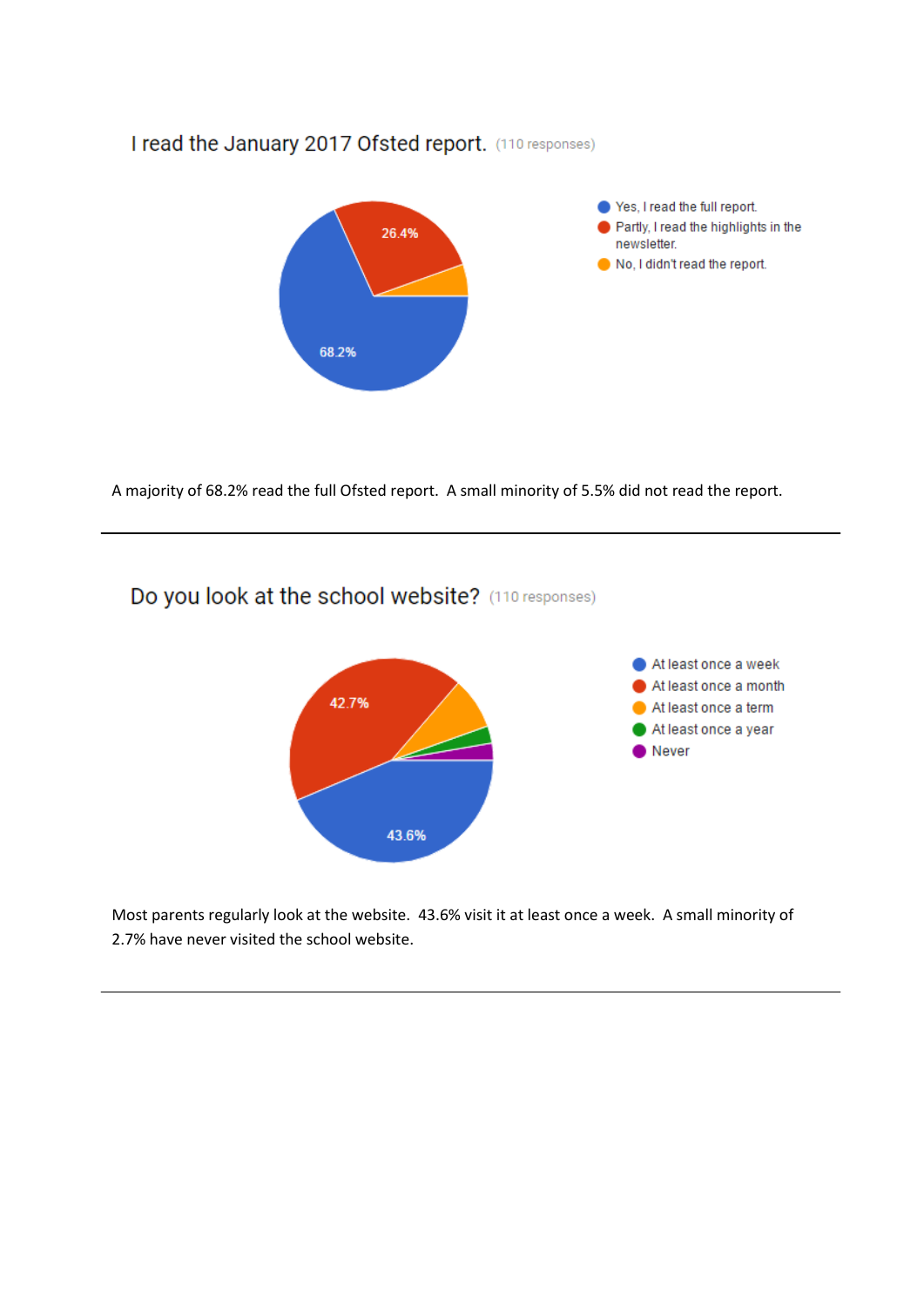## I read the January 2017 Ofsted report. (110 responses)

- Yes, I read the full report. — 68.2%
- Partly, I read the highlights in the newsletter. — 26.4%
- No, I didn't read the report.

A majority of 68.2% read the full Ofsted report. A small minority of 5.5% did not read the report.

---

## Do you look at the school website? (110 responses)

- At least once a week — 43.6%
- At least once a month — 42.7%
- At least once a term
- At least once a year
- Never

Most parents regularly look at the website. 43.6% visit it at least once a week. A small minority of 2.7% have never visited the school website.

---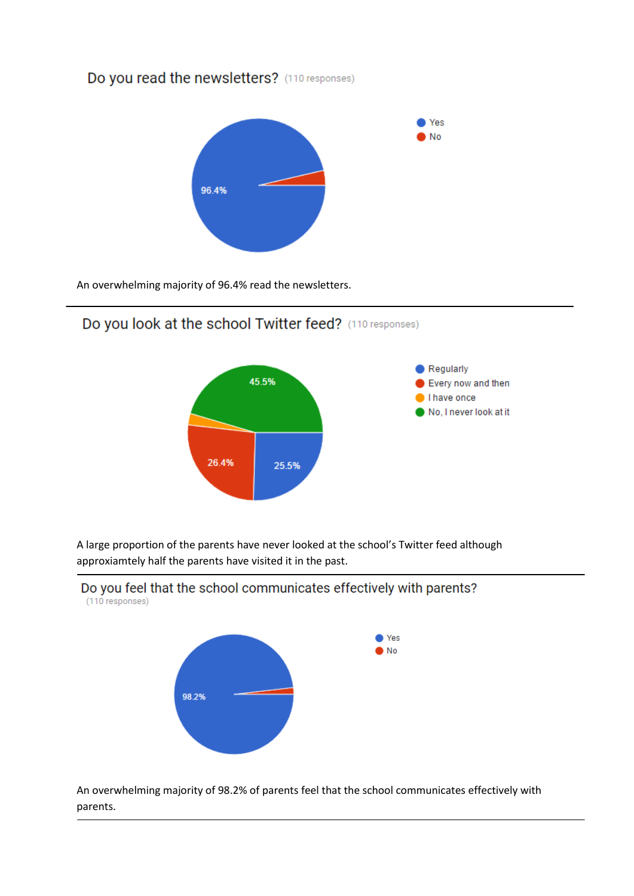## Do you read the newsletters? (110 responses)

- Yes: 96.4%
- No

An overwhelming majority of 96.4% read the newsletters.

---

## Do you look at the school Twitter feed? (110 responses)

- Regularly: 25.5%
- Every now and then: 26.4%
- I have once
- No, I never look at it: 45.5%

A large proportion of the parents have never looked at the school's Twitter feed although approxiamtely half the parents have visited it in the past.

---

## Do you feel that the school communicates effectively with parents? (110 responses)

- Yes: 98.2%
- No

An overwhelming majority of 98.2% of parents feel that the school communicates effectively with parents.

---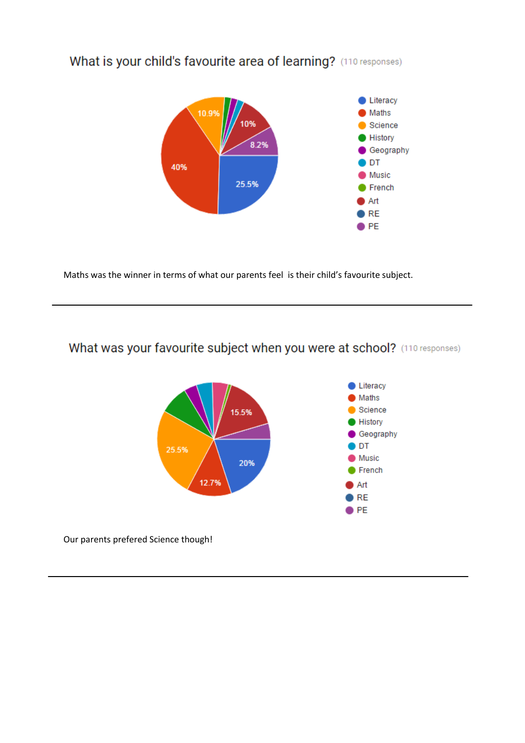## What is your child's favourite area of learning? (110 responses)

| Subject | Percentage |
| --- | --- |
| Literacy | 25.5% |
| Maths | 40% |
| Science | 10.9% |
| History | |
| Geography | |
| DT | |
| Music | |
| French | |
| Art | 10% |
| RE | |
| PE | 8.2% |

Maths was the winner in terms of what our parents feel is their child's favourite subject.

---

## What was your favourite subject when you were at school? (110 responses)

| Subject | Percentage |
| --- | --- |
| Literacy | 20% |
| Maths | 12.7% |
| Science | 25.5% |
| History | |
| Geography | |
| DT | |
| Music | |
| French | |
| Art | 15.5% |
| RE | |
| PE | |

Our parents prefered Science though!

---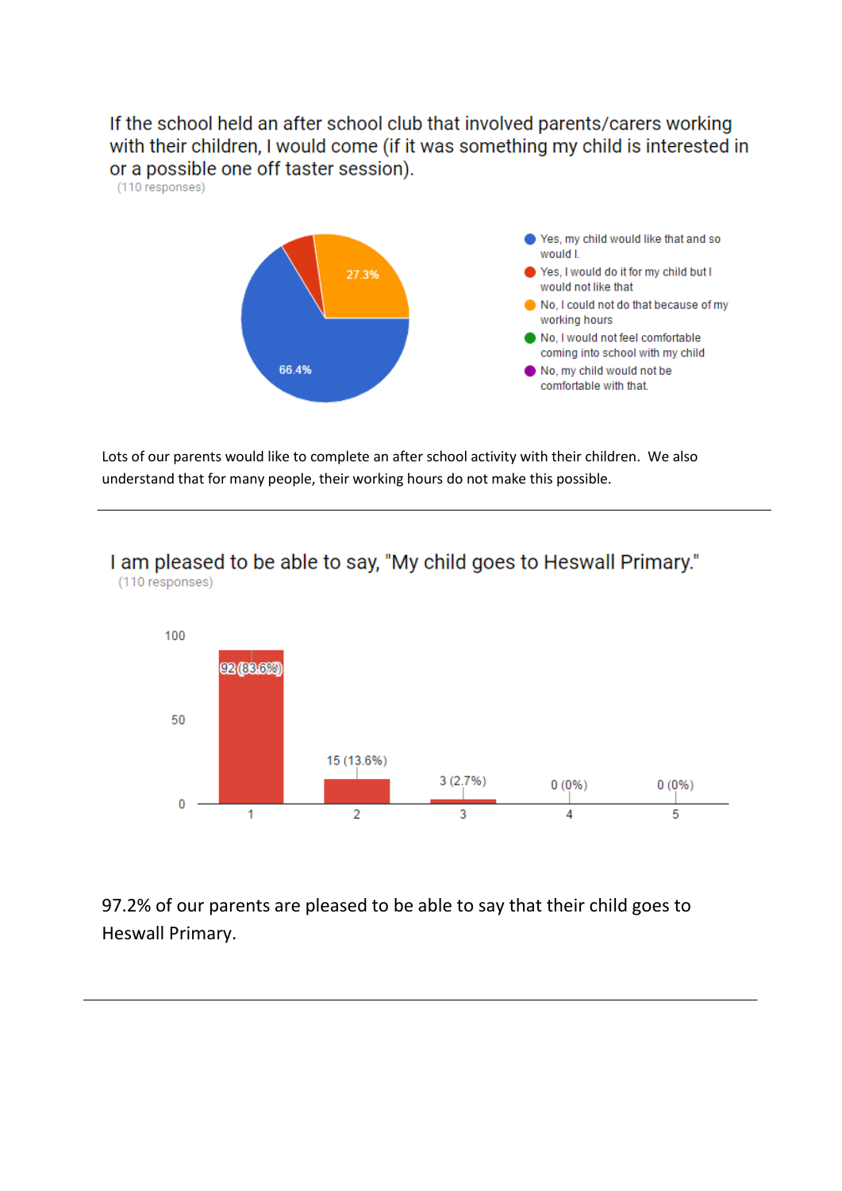## If the school held an after school club that involved parents/carers working with their children, I would come (if it was something my child is interested in or a possible one off taster session).

(110 responses)

| Response | Percentage |
| --- | --- |
| Yes, my child would like that and so would I. | 66.4% |
| Yes, I would do it for my child but I would not like that | |
| No, I could not do that because of my working hours | 27.3% |
| No, I would not feel comfortable coming into school with my child | |
| No, my child would not be comfortable with that. | |

Lots of our parents would like to complete an after school activity with their children. We also understand that for many people, their working hours do not make this possible.

---

## I am pleased to be able to say, "My child goes to Heswall Primary."

(110 responses)

| Rating | Responses |
| --- | --- |
| 1 | 92 (83.6%) |
| 2 | 15 (13.6%) |
| 3 | 3 (2.7%) |
| 4 | 0 (0%) |
| 5 | 0 (0%) |

97.2% of our parents are pleased to be able to say that their child goes to Heswall Primary.

---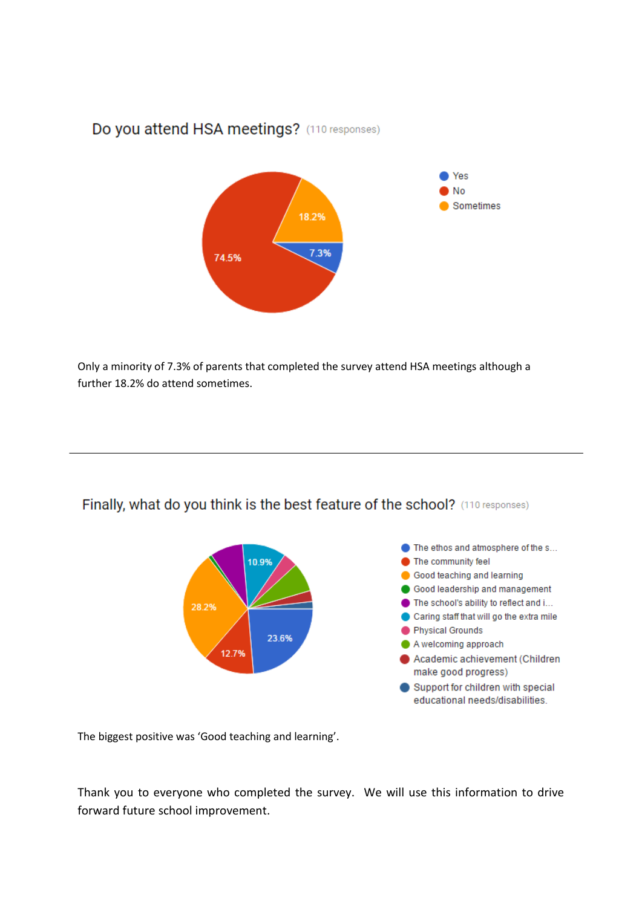Do you attend HSA meetings? (110 responses)

Yes
No
Sometimes

18.2%
7.3%
74.5%

Only a minority of 7.3% of parents that completed the survey attend HSA meetings although a further 18.2% do attend sometimes.

---

Finally, what do you think is the best feature of the school? (110 responses)

The ethos and atmosphere of the s...
The community feel
Good teaching and learning
Good leadership and management
The school's ability to reflect and i...
Caring staff that will go the extra mile
Physical Grounds
A welcoming approach
Academic achievement (Children make good progress)
Support for children with special educational needs/disabilities.

10.9%
28.2%
23.6%
12.7%

The biggest positive was 'Good teaching and learning'.

Thank you to everyone who completed the survey. We will use this information to drive forward future school improvement.